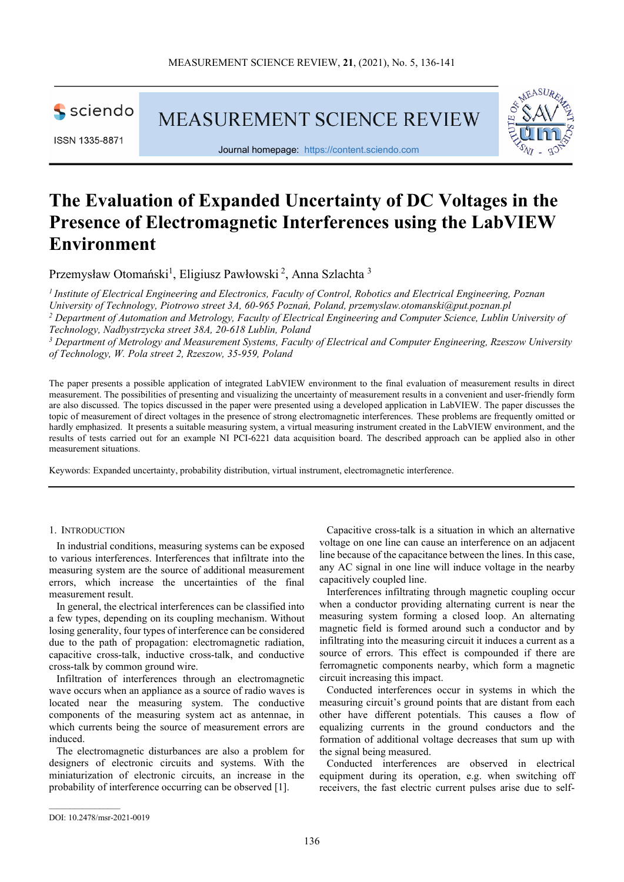# The Evaluation of Expanded Uncertainty of DC Voltages in the Presence of Electromagnetic Interferences using the LabVIEW Environment

Przemysław Otomański[1], Eligiusz Pawłowski[2], Anna Szlachta[3]

*[1] Institute of Electrical Engineering and Electronics, Faculty of Control, Robotics and Electrical Engineering, Poznan University of Technology, Piotrowo street 3A, 60-965 Poznań, Poland, przemyslaw.otomanski@put.poznan.pl*

*[2] Department of Automation and Metrology, Faculty of Electrical Engineering and Computer Science, Lublin University of Technology, Nadbystrzycka street 38A, 20-618 Lublin, Poland*

*[3] Department of Metrology and Measurement Systems, Faculty of Electrical and Computer Engineering, Rzeszow University of Technology, W. Pola street 2, Rzeszow, 35-959, Poland*

The paper presents a possible application of integrated LabVIEW environment to the final evaluation of measurement results in direct measurement. The possibilities of presenting and visualizing the uncertainty of measurement results in a convenient and user-friendly form are also discussed. The topics discussed in the paper were presented using a developed application in LabVIEW. The paper discusses the topic of measurement of direct voltages in the presence of strong electromagnetic interferences. These problems are frequently omitted or hardly emphasized. It presents a suitable measuring system, a virtual measuring instrument created in the LabVIEW environment, and the results of tests carried out for an example NI PCI-6221 data acquisition board. The described approach can be applied also in other measurement situations.

Keywords: Expanded uncertainty, probability distribution, virtual instrument, electromagnetic interference.

## 1. Introduction

In industrial conditions, measuring systems can be exposed to various interferences. Interferences that infiltrate into the measuring system are the source of additional measurement errors, which increase the uncertainties of the final measurement result.

In general, the electrical interferences can be classified into a few types, depending on its coupling mechanism. Without losing generality, four types of interference can be considered due to the path of propagation: electromagnetic radiation, capacitive cross-talk, inductive cross-talk, and conductive cross-talk by common ground wire.

Infiltration of interferences through an electromagnetic wave occurs when an appliance as a source of radio waves is located near the measuring system. The conductive components of the measuring system act as antennae, in which currents being the source of measurement errors are induced.

The electromagnetic disturbances are also a problem for designers of electronic circuits and systems. With the miniaturization of electronic circuits, an increase in the probability of interference occurring can be observed [1].

Capacitive cross-talk is a situation in which an alternative voltage on one line can cause an interference on an adjacent line because of the capacitance between the lines. In this case, any AC signal in one line will induce voltage in the nearby capacitively coupled line.

Interferences infiltrating through magnetic coupling occur when a conductor providing alternating current is near the measuring system forming a closed loop. An alternating magnetic field is formed around such a conductor and by infiltrating into the measuring circuit it induces a current as a source of errors. This effect is compounded if there are ferromagnetic components nearby, which form a magnetic circuit increasing this impact.

Conducted interferences occur in systems in which the measuring circuit's ground points that are distant from each other have different potentials. This causes a flow of equalizing currents in the ground conductors and the formation of additional voltage decreases that sum up with the signal being measured.

Conducted interferences are observed in electrical equipment during its operation, e.g. when switching off receivers, the fast electric current pulses arise due to self-

DOI: 10.2478/msr-2021-0019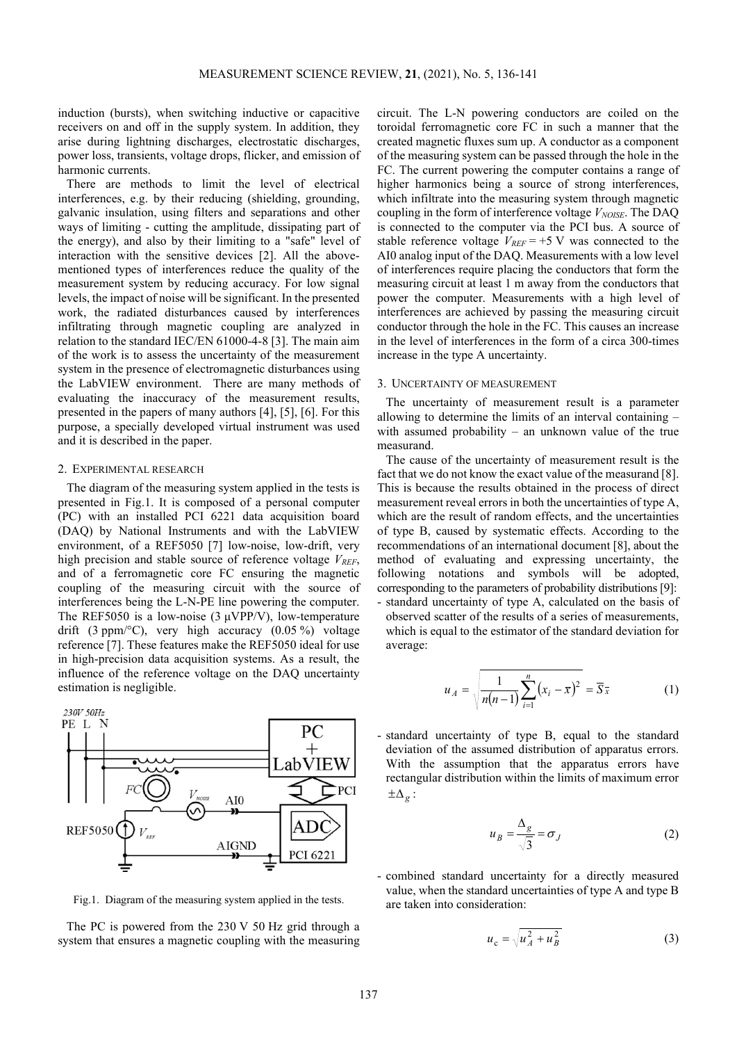induction (bursts), when switching inductive or capacitive receivers on and off in the supply system. In addition, they arise during lightning discharges, electrostatic discharges, power loss, transients, voltage drops, flicker, and emission of harmonic currents.

There are methods to limit the level of electrical interferences, e.g. by their reducing (shielding, grounding, galvanic insulation, using filters and separations and other ways of limiting - cutting the amplitude, dissipating part of the energy), and also by their limiting to a "safe" level of interaction with the sensitive devices [2]. All the above-mentioned types of interferences reduce the quality of the measurement system by reducing accuracy. For low signal levels, the impact of noise will be significant. In the presented work, the radiated disturbances caused by interferences infiltrating through magnetic coupling are analyzed in relation to the standard IEC/EN 61000-4-8 [3]. The main aim of the work is to assess the uncertainty of the measurement system in the presence of electromagnetic disturbances using the LabVIEW environment. There are many methods of evaluating the inaccuracy of the measurement results, presented in the papers of many authors [4], [5], [6]. For this purpose, a specially developed virtual instrument was used and it is described in the paper.

## 2. EXPERIMENTAL RESEARCH

The diagram of the measuring system applied in the tests is presented in Fig.1. It is composed of a personal computer (PC) with an installed PCI 6221 data acquisition board (DAQ) by National Instruments and with the LabVIEW environment, of a REF5050 [7] low-noise, low-drift, very high precision and stable source of reference voltage $V_{REF}$, and of a ferromagnetic core FC ensuring the magnetic coupling of the measuring circuit with the source of interferences being the L-N-PE line powering the computer. The REF5050 is a low-noise (3 μVPP/V), low-temperature drift (3 ppm/°C), very high accuracy (0.05 %) voltage reference [7]. These features make the REF5050 ideal for use in high-precision data acquisition systems. As a result, the influence of the reference voltage on the DAQ uncertainty estimation is negligible.

Fig.1. Diagram of the measuring system applied in the tests.

The PC is powered from the 230 V 50 Hz grid through a system that ensures a magnetic coupling with the measuring circuit. The L-N powering conductors are coiled on the toroidal ferromagnetic core FC in such a manner that the created magnetic fluxes sum up. A conductor as a component of the measuring system can be passed through the hole in the FC. The current powering the computer contains a range of higher harmonics being a source of strong interferences, which infiltrate into the measuring system through magnetic coupling in the form of interference voltage $V_{NOISE}$. The DAQ is connected to the computer via the PCI bus. A source of stable reference voltage $V_{REF}$ = +5 V was connected to the AI0 analog input of the DAQ. Measurements with a low level of interferences require placing the conductors that form the measuring circuit at least 1 m away from the conductors that power the computer. Measurements with a high level of interferences are achieved by passing the measuring circuit conductor through the hole in the FC. This causes an increase in the level of interferences in the form of a circa 300-times increase in the type A uncertainty.

## 3. UNCERTAINTY OF MEASUREMENT

The uncertainty of measurement result is a parameter allowing to determine the limits of an interval containing – with assumed probability – an unknown value of the true measurand.

The cause of the uncertainty of measurement result is the fact that we do not know the exact value of the measurand [8]. This is because the results obtained in the process of direct measurement reveal errors in both the uncertainties of type A, which are the result of random effects, and the uncertainties of type B, caused by systematic effects. According to the recommendations of an international document [8], about the method of evaluating and expressing uncertainty, the following notations and symbols will be adopted, corresponding to the parameters of probability distributions [9]:

- standard uncertainty of type A, calculated on the basis of observed scatter of the results of a series of measurements, which is equal to the estimator of the standard deviation for average:

$$u_A = \sqrt{\frac{1}{n(n-1)}\sum_{i=1}^{n}(x_i - \bar{x})^2} = \bar{S}_{\bar{x}} \tag{1}$$

- standard uncertainty of type B, equal to the standard deviation of the assumed distribution of apparatus errors. With the assumption that the apparatus errors have rectangular distribution within the limits of maximum error $\pm\Delta_g$:

$$u_B = \frac{\Delta_g}{\sqrt{3}} = \sigma_J \tag{2}$$

- combined standard uncertainty for a directly measured value, when the standard uncertainties of type A and type B are taken into consideration:

$$u_c = \sqrt{u_A^2 + u_B^2} \tag{3}$$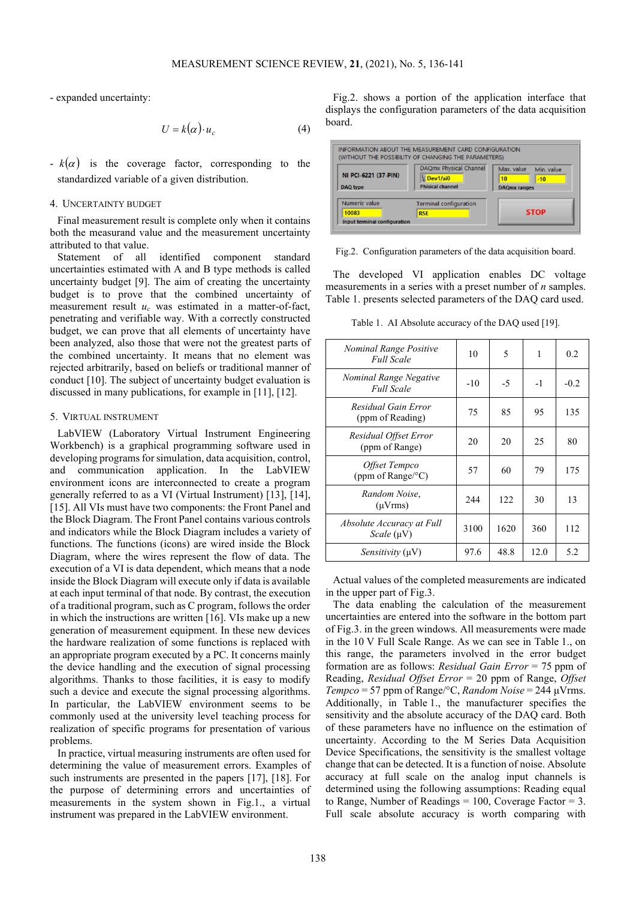- expanded uncertainty:

$$U = k(\alpha)\cdot u_c \tag{4}$$

- $k(\alpha)$ is the coverage factor, corresponding to the standardized variable of a given distribution.

## 4. Uncertainty budget

Final measurement result is complete only when it contains both the measurand value and the measurement uncertainty attributed to that value.

Statement of all identified component standard uncertainties estimated with A and B type methods is called uncertainty budget [9]. The aim of creating the uncertainty budget is to prove that the combined uncertainty of measurement result $u_c$ was estimated in a matter-of-fact, penetrating and verifiable way. With a correctly constructed budget, we can prove that all elements of uncertainty have been analyzed, also those that were not the greatest parts of the combined uncertainty. It means that no element was rejected arbitrarily, based on beliefs or traditional manner of conduct [10]. The subject of uncertainty budget evaluation is discussed in many publications, for example in [11], [12].

## 5. Virtual instrument

LabVIEW (Laboratory Virtual Instrument Engineering Workbench) is a graphical programming software used in developing programs for simulation, data acquisition, control, and communication application. In the LabVIEW environment icons are interconnected to create a program generally referred to as a VI (Virtual Instrument) [13], [14], [15]. All VIs must have two components: the Front Panel and the Block Diagram. The Front Panel contains various controls and indicators while the Block Diagram includes a variety of functions. The functions (icons) are wired inside the Block Diagram, where the wires represent the flow of data. The execution of a VI is data dependent, which means that a node inside the Block Diagram will execute only if data is available at each input terminal of that node. By contrast, the execution of a traditional program, such as C program, follows the order in which the instructions are written [16]. VIs make up a new generation of measurement equipment. In these new devices the hardware realization of some functions is replaced with an appropriate program executed by a PC. It concerns mainly the device handling and the execution of signal processing algorithms. Thanks to those facilities, it is easy to modify such a device and execute the signal processing algorithms. In particular, the LabVIEW environment seems to be commonly used at the university level teaching process for realization of specific programs for presentation of various problems.

In practice, virtual measuring instruments are often used for determining the value of measurement errors. Examples of such instruments are presented in the papers [17], [18]. For the purpose of determining errors and uncertainties of measurements in the system shown in Fig.1., a virtual instrument was prepared in the LabVIEW environment.

Fig.2. shows a portion of the application interface that displays the configuration parameters of the data acquisition board.

Fig.2. Configuration parameters of the data acquisition board.

The developed VI application enables DC voltage measurements in a series with a preset number of *n* samples. Table 1. presents selected parameters of the DAQ card used.

Table 1. AI Absolute accuracy of the DAQ used [19].

| | | | | |
|---|---|---|---|---|
| *Nominal Range Positive Full Scale* | 10 | 5 | 1 | 0.2 |
| *Nominal Range Negative Full Scale* | -10 | -5 | -1 | -0.2 |
| *Residual Gain Error* (ppm of Reading) | 75 | 85 | 95 | 135 |
| *Residual Offset Error* (ppm of Range) | 20 | 20 | 25 | 80 |
| *Offset Tempco* (ppm of Range/°C) | 57 | 60 | 79 | 175 |
| *Random Noise*, (μVrms) | 244 | 122 | 30 | 13 |
| *Absolute Accuracy at Full Scale* (μV) | 3100 | 1620 | 360 | 112 |
| *Sensitivity* (μV) | 97.6 | 48.8 | 12.0 | 5.2 |

Actual values of the completed measurements are indicated in the upper part of Fig.3.

The data enabling the calculation of the measurement uncertainties are entered into the software in the bottom part of Fig.3. in the green windows. All measurements were made in the 10 V Full Scale Range. As we can see in Table 1., on this range, the parameters involved in the error budget formation are as follows: *Residual Gain Error* = 75 ppm of Reading, *Residual Offset Error* = 20 ppm of Range, *Offset Tempco* = 57 ppm of Range/°C, *Random Noise* = 244 μVrms. Additionally, in Table 1., the manufacturer specifies the sensitivity and the absolute accuracy of the DAQ card. Both of these parameters have no influence on the estimation of uncertainty. According to the M Series Data Acquisition Device Specifications, the sensitivity is the smallest voltage change that can be detected. It is a function of noise. Absolute accuracy at full scale on the analog input channels is determined using the following assumptions: Reading equal to Range, Number of Readings = 100, Coverage Factor = 3. Full scale absolute accuracy is worth comparing with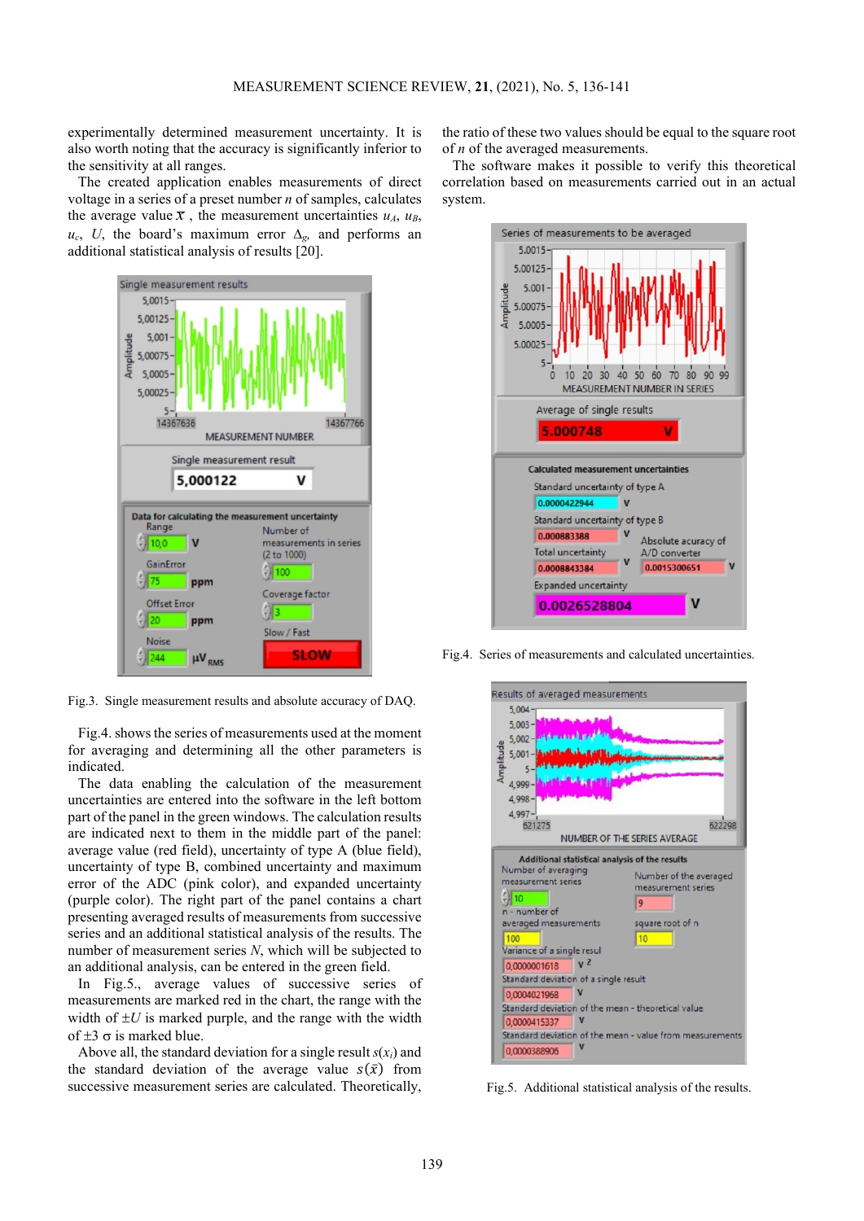experimentally determined measurement uncertainty. It is also worth noting that the accuracy is significantly inferior to the sensitivity at all ranges.

The created application enables measurements of direct voltage in a series of a preset number $n$ of samples, calculates the average value $\bar{x}$, the measurement uncertainties $u_A$, $u_B$, $u_c$, $U$, the board's maximum error $\Delta_g$, and performs an additional statistical analysis of results [20].

Fig.3. Single measurement results and absolute accuracy of DAQ.

Fig.4. shows the series of measurements used at the moment for averaging and determining all the other parameters is indicated.

The data enabling the calculation of the measurement uncertainties are entered into the software in the left bottom part of the panel in the green windows. The calculation results are indicated next to them in the middle part of the panel: average value (red field), uncertainty of type A (blue field), uncertainty of type B, combined uncertainty and maximum error of the ADC (pink color), and expanded uncertainty (purple color). The right part of the panel contains a chart presenting averaged results of measurements from successive series and an additional statistical analysis of the results. The number of measurement series $N$, which will be subjected to an additional analysis, can be entered in the green field.

In Fig.5., average values of successive series of measurements are marked red in the chart, the range with the width of ±$U$ is marked purple, and the range with the width of ±3 σ is marked blue.

Above all, the standard deviation for a single result $s(x_i)$ and the standard deviation of the average value $s(\bar{x})$ from successive measurement series are calculated. Theoretically, the ratio of these two values should be equal to the square root of $n$ of the averaged measurements.

The software makes it possible to verify this theoretical correlation based on measurements carried out in an actual system.

Fig.4. Series of measurements and calculated uncertainties.

Fig.5. Additional statistical analysis of the results.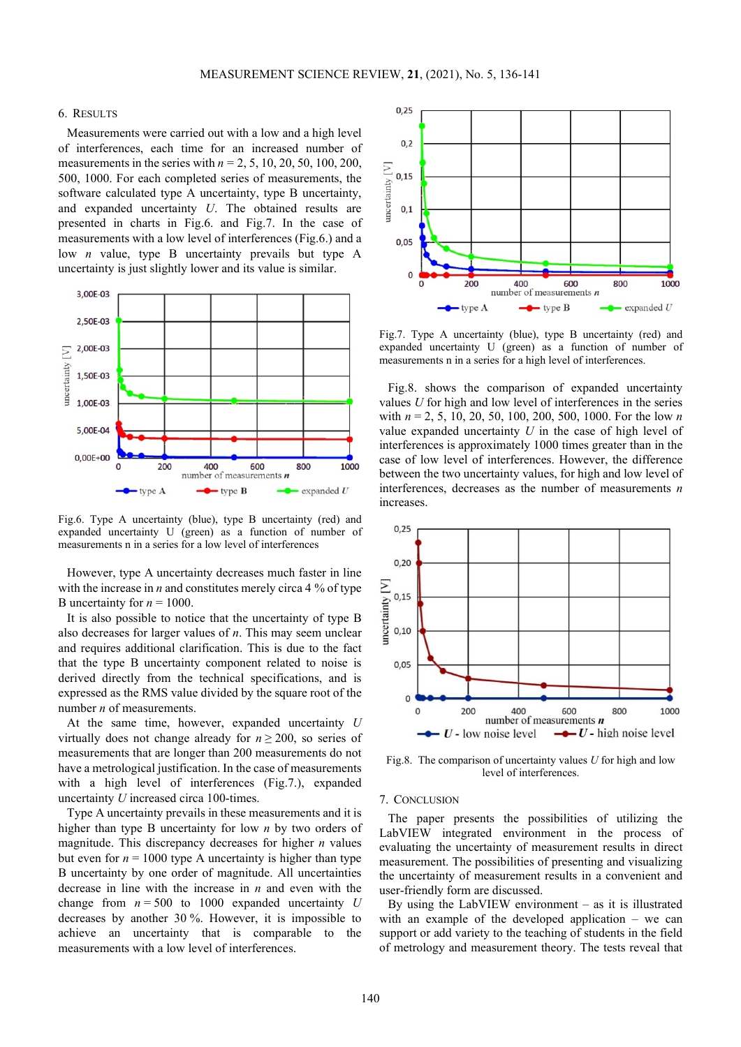## 6. Results

Measurements were carried out with a low and a high level of interferences, each time for an increased number of measurements in the series with $n$ = 2, 5, 10, 20, 50, 100, 200, 500, 1000. For each completed series of measurements, the software calculated type A uncertainty, type B uncertainty, and expanded uncertainty $U$. The obtained results are presented in charts in Fig.6. and Fig.7. In the case of measurements with a low level of interferences (Fig.6.) and a low $n$ value, type B uncertainty prevails but type A uncertainty is just slightly lower and its value is similar.

Fig.6. Type A uncertainty (blue), type B uncertainty (red) and expanded uncertainty U (green) as a function of number of measurements n in a series for a low level of interferences

However, type A uncertainty decreases much faster in line with the increase in $n$ and constitutes merely circa 4 % of type B uncertainty for $n$ = 1000.

It is also possible to notice that the uncertainty of type B also decreases for larger values of $n$. This may seem unclear and requires additional clarification. This is due to the fact that the type B uncertainty component related to noise is derived directly from the technical specifications, and is expressed as the RMS value divided by the square root of the number $n$ of measurements.

At the same time, however, expanded uncertainty $U$ virtually does not change already for $n \geq 200$, so series of measurements that are longer than 200 measurements do not have a metrological justification. In the case of measurements with a high level of interferences (Fig.7.), expanded uncertainty $U$ increased circa 100-times.

Type A uncertainty prevails in these measurements and it is higher than type B uncertainty for low $n$ by two orders of magnitude. This discrepancy decreases for higher $n$ values but even for $n$ = 1000 type A uncertainty is higher than type B uncertainty by one order of magnitude. All uncertainties decrease in line with the increase in $n$ and even with the change from $n$ = 500 to 1000 expanded uncertainty $U$ decreases by another 30 %. However, it is impossible to achieve an uncertainty that is comparable to the measurements with a low level of interferences.

Fig.7. Type A uncertainty (blue), type B uncertainty (red) and expanded uncertainty U (green) as a function of number of measurements n in a series for a high level of interferences.

Fig.8. shows the comparison of expanded uncertainty values $U$ for high and low level of interferences in the series with $n$ = 2, 5, 10, 20, 50, 100, 200, 500, 1000. For the low $n$ value expanded uncertainty $U$ in the case of high level of interferences is approximately 1000 times greater than in the case of low level of interferences. However, the difference between the two uncertainty values, for high and low level of interferences, decreases as the number of measurements $n$ increases.

Fig.8. The comparison of uncertainty values $U$ for high and low level of interferences.

## 7. Conclusion

The paper presents the possibilities of utilizing the LabVIEW integrated environment in the process of evaluating the uncertainty of measurement results in direct measurement. The possibilities of presenting and visualizing the uncertainty of measurement results in a convenient and user-friendly form are discussed.

By using the LabVIEW environment – as it is illustrated with an example of the developed application – we can support or add variety to the teaching of students in the field of metrology and measurement theory. The tests reveal that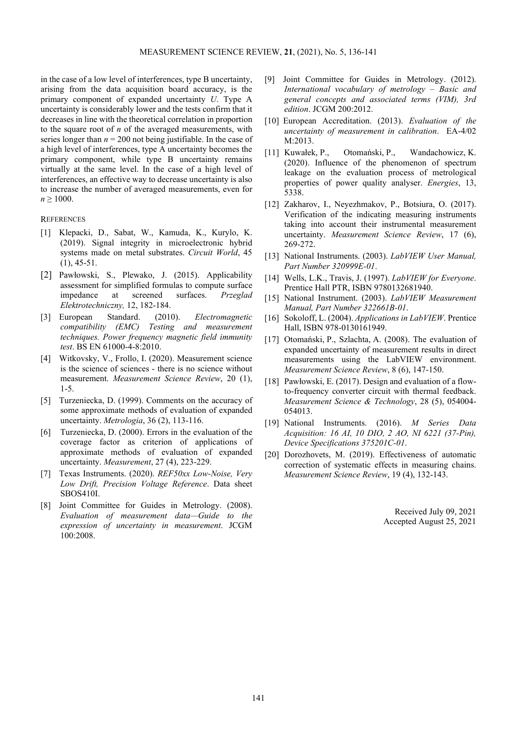in the case of a low level of interferences, type B uncertainty, arising from the data acquisition board accuracy, is the primary component of expanded uncertainty $U$. Type A uncertainty is considerably lower and the tests confirm that it decreases in line with the theoretical correlation in proportion to the square root of $n$ of the averaged measurements, with series longer than $n = 200$ not being justifiable. In the case of a high level of interferences, type A uncertainty becomes the primary component, while type B uncertainty remains virtually at the same level. In the case of a high level of interferences, an effective way to decrease uncertainty is also to increase the number of averaged measurements, even for $n \geq 1000$.

## REFERENCES

[1] Klepacki, D., Sabat, W., Kamuda, K., Kurylo, K. (2019). Signal integrity in microelectronic hybrid systems made on metal substrates. *Circuit World*, 45 (1), 45-51.

[2] Pawłowski, S., Plewako, J. (2015). Applicability assessment for simplified formulas to compute surface impedance at screened surfaces. *Przeglad Elektrotechniczny,* 12, 182-184.

[3] European Standard. (2010). *Electromagnetic compatibility (EMC) Testing and measurement techniques. Power frequency magnetic field immunity test*. BS EN 61000-4-8:2010.

[4] Witkovsky, V., Frollo, I. (2020). Measurement science is the science of sciences - there is no science without measurement. *Measurement Science Review*, 20 (1), 1-5.

[5] Turzeniecka, D. (1999). Comments on the accuracy of some approximate methods of evaluation of expanded uncertainty. *Metrologia*, 36 (2), 113-116.

[6] Turzeniecka, D. (2000). Errors in the evaluation of the coverage factor as criterion of applications of approximate methods of evaluation of expanded uncertainty. *Measurement*, 27 (4), 223-229.

[7] Texas Instruments. (2020). *REF50xx Low-Noise, Very Low Drift, Precision Voltage Reference*. Data sheet SBOS410I.

[8] Joint Committee for Guides in Metrology. (2008). *Evaluation of measurement data—Guide to the expression of uncertainty in measurement*. JCGM 100:2008.

[9] Joint Committee for Guides in Metrology. (2012). *International vocabulary of metrology – Basic and general concepts and associated terms (VIM), 3rd edition*. JCGM 200:2012.

[10] European Accreditation. (2013). *Evaluation of the uncertainty of measurement in calibration*. EA-4/02 M:2013.

[11] Kuwałek, P., Otomański, P., Wandachowicz, K. (2020). Influence of the phenomenon of spectrum leakage on the evaluation process of metrological properties of power quality analyser. *Energies*, 13, 5338.

[12] Zakharov, I., Neyezhmakov, P., Botsiura, O. (2017). Verification of the indicating measuring instruments taking into account their instrumental measurement uncertainty. *Measurement Science Review*, 17 (6), 269-272.

[13] National Instruments. (2003). *LabVIEW User Manual, Part Number 320999E-01*.

[14] Wells, L.K., Travis, J. (1997). *LabVIEW for Everyone*. Prentice Hall PTR, ISBN 9780132681940.

[15] National Instrument. (2003). *LabVIEW Measurement Manual, Part Number 322661B-01*.

[16] Sokoloff, L. (2004). *Applications in LabVIEW*. Prentice Hall, ISBN 978-0130161949.

[17] Otomański, P., Szlachta, A. (2008). The evaluation of expanded uncertainty of measurement results in direct measurements using the LabVIEW environment. *Measurement Science Review*, 8 (6), 147-150.

[18] Pawłowski, E. (2017). Design and evaluation of a flow-to-frequency converter circuit with thermal feedback. *Measurement Science & Technology*, 28 (5), 054004-054013.

[19] National Instruments. (2016). *M Series Data Acquisition: 16 AI, 10 DIO, 2 AO, NI 6221 (37-Pin), Device Specifications 375201C-01*.

[20] Dorozhovets, M. (2019). Effectiveness of automatic correction of systematic effects in measuring chains. *Measurement Science Review*, 19 (4), 132-143.

Received July 09, 2021
Accepted August 25, 2021